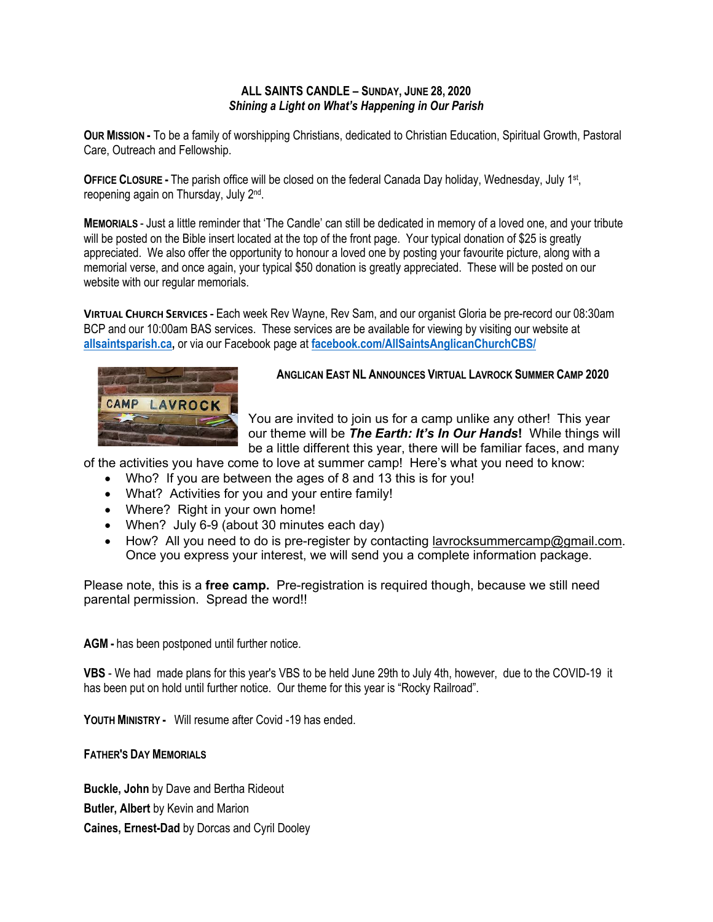# ALL SAINTS CANDLE – SUNDAY, JUNE 28, 2020

***Shining a Light on What's Happening in Our Parish***

**OUR MISSION -** To be a family of worshipping Christians, dedicated to Christian Education, Spiritual Growth, Pastoral Care, Outreach and Fellowship.

**OFFICE CLOSURE -** The parish office will be closed on the federal Canada Day holiday, Wednesday, July 1st, reopening again on Thursday, July 2nd.

**MEMORIALS** - Just a little reminder that 'The Candle' can still be dedicated in memory of a loved one, and your tribute will be posted on the Bible insert located at the top of the front page. Your typical donation of $25 is greatly appreciated. We also offer the opportunity to honour a loved one by posting your favourite picture, along with a memorial verse, and once again, your typical $50 donation is greatly appreciated. These will be posted on our website with our regular memorials.

**VIRTUAL CHURCH SERVICES -** Each week Rev Wayne, Rev Sam, and our organist Gloria be pre-record our 08:30am BCP and our 10:00am BAS services. These services are be available for viewing by visiting our website at **allsaintsparish.ca,** or via our Facebook page at **facebook.com/AllSaintsAnglicanChurchCBS/**

**ANGLICAN EAST NL ANNOUNCES VIRTUAL LAVROCK SUMMER CAMP 2020**

You are invited to join us for a camp unlike any other! This year our theme will be ***The Earth: It's In Our Hands*****!** While things will be a little different this year, there will be familiar faces, and many of the activities you have come to love at summer camp! Here's what you need to know:

- Who? If you are between the ages of 8 and 13 this is for you!
- What? Activities for you and your entire family!
- Where? Right in your own home!
- When? July 6-9 (about 30 minutes each day)
- How? All you need to do is pre-register by contacting lavrocksummercamp@gmail.com. Once you express your interest, we will send you a complete information package.

Please note, this is a **free camp.** Pre-registration is required though, because we still need parental permission. Spread the word!!

**AGM -** has been postponed until further notice.

**VBS** - We had made plans for this year's VBS to be held June 29th to July 4th, however, due to the COVID-19 it has been put on hold until further notice. Our theme for this year is "Rocky Railroad".

**YOUTH MINISTRY -** Will resume after Covid -19 has ended.

**FATHER'S DAY MEMORIALS**

**Buckle, John** by Dave and Bertha Rideout
**Butler, Albert** by Kevin and Marion
**Caines, Ernest-Dad** by Dorcas and Cyril Dooley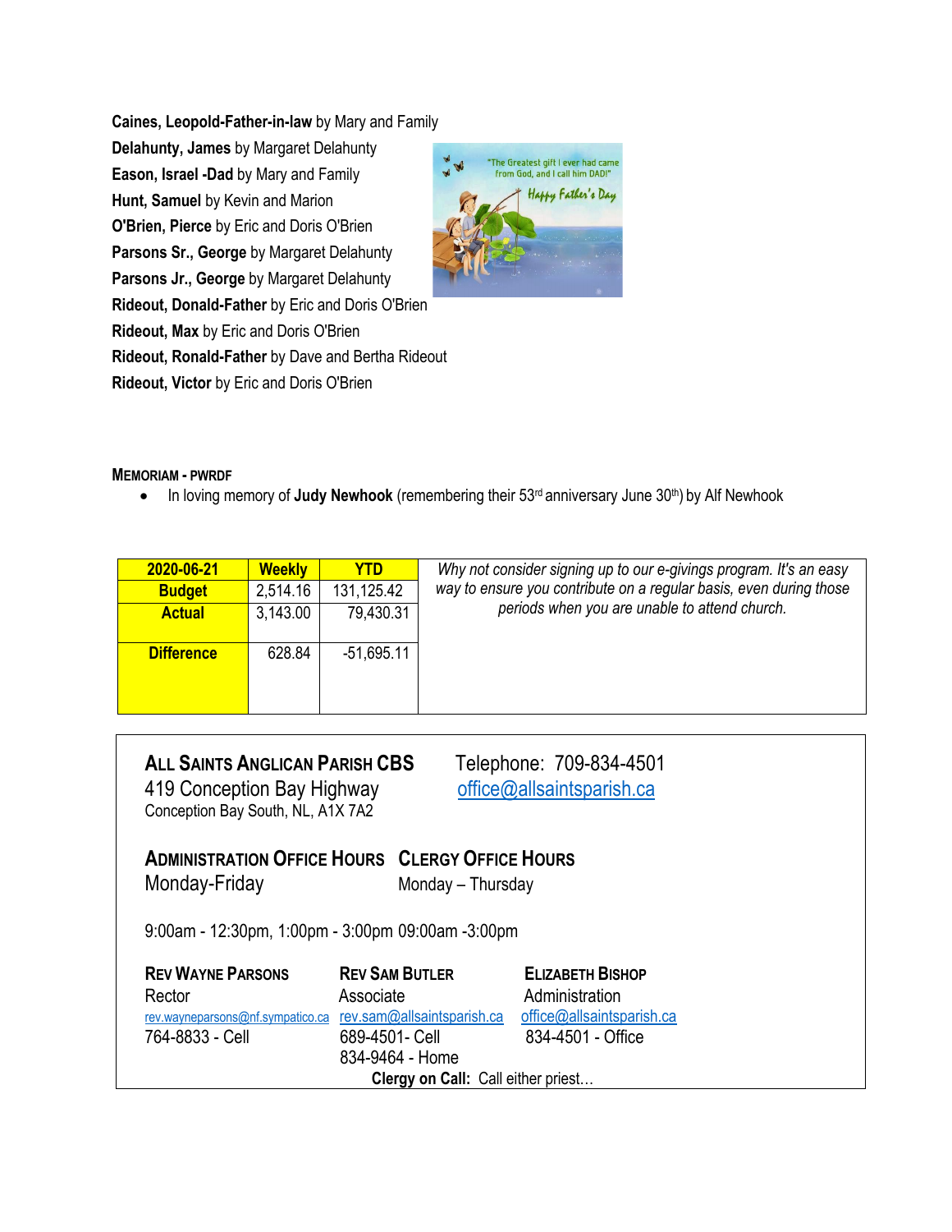**Caines, Leopold-Father-in-law** by Mary and Family
**Delahunty, James** by Margaret Delahunty
**Eason, Israel -Dad** by Mary and Family
**Hunt, Samuel** by Kevin and Marion
**O'Brien, Pierce** by Eric and Doris O'Brien
**Parsons Sr., George** by Margaret Delahunty
**Parsons Jr., George** by Margaret Delahunty
**Rideout, Donald-Father** by Eric and Doris O'Brien
**Rideout, Max** by Eric and Doris O'Brien
**Rideout, Ronald-Father** by Dave and Bertha Rideout
**Rideout, Victor** by Eric and Doris O'Brien

"The Greatest gift I ever had came from God, and I call him DAD!"
Happy Father's Day

**MEMORIAM - PWRDF**

- In loving memory of **Judy Newhook** (remembering their 53rd anniversary June 30th) by Alf Newhook

| 2020-06-21 | Weekly | YTD |
|---|---|---|
| Budget | 2,514.16 | 131,125.42 |
| Actual | 3,143.00 | 79,430.31 |
| Difference | 628.84 | -51,695.11 |

*Why not consider signing up to our e-givings program. It's an easy way to ensure you contribute on a regular basis, even during those periods when you are unable to attend church.*

**ALL SAINTS ANGLICAN PARISH CBS**
419 Conception Bay Highway
Conception Bay South, NL, A1X 7A2

Telephone: 709-834-4501
office@allsaintsparish.ca

**ADMINISTRATION OFFICE HOURS**
Monday-Friday
9:00am - 12:30pm, 1:00pm - 3:00pm

**CLERGY OFFICE HOURS**
Monday – Thursday
09:00am -3:00pm

**REV WAYNE PARSONS**
Rector
rev.wayneparsons@nf.sympatico.ca
764-8833 - Cell

**REV SAM BUTLER**
Associate
rev.sam@allsaintsparish.ca
689-4501- Cell
834-9464 - Home

**ELIZABETH BISHOP**
Administration
office@allsaintsparish.ca
834-4501 - Office

**Clergy on Call:** Call either priest…